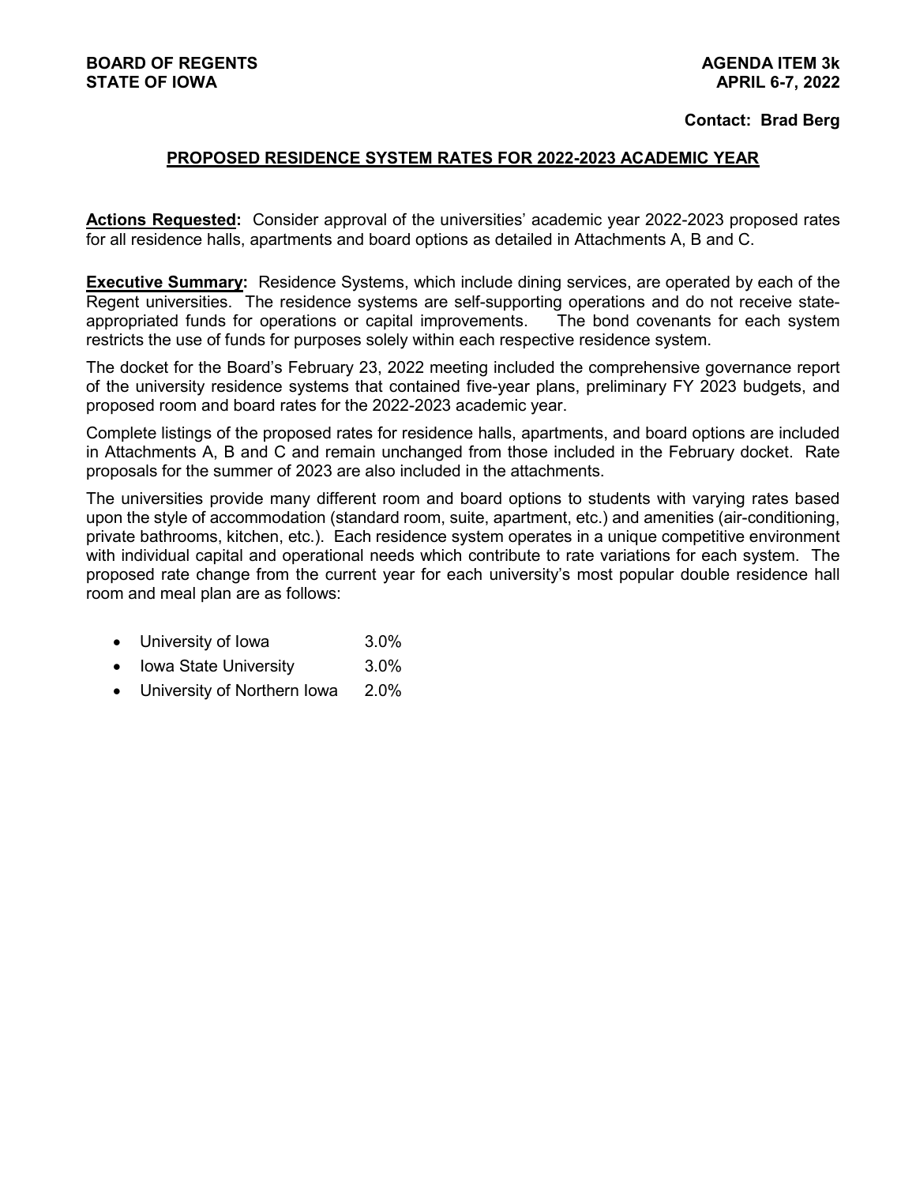**BOARD OF REGENTS**
**STATE OF IOWA**

**AGENDA ITEM 3k**
**APRIL 6-7, 2022**

**Contact: Brad Berg**

## PROPOSED RESIDENCE SYSTEM RATES FOR 2022-2023 ACADEMIC YEAR

**Actions Requested:** Consider approval of the universities' academic year 2022-2023 proposed rates for all residence halls, apartments and board options as detailed in Attachments A, B and C.

**Executive Summary:** Residence Systems, which include dining services, are operated by each of the Regent universities. The residence systems are self-supporting operations and do not receive state-appropriated funds for operations or capital improvements. The bond covenants for each system restricts the use of funds for purposes solely within each respective residence system.

The docket for the Board's February 23, 2022 meeting included the comprehensive governance report of the university residence systems that contained five-year plans, preliminary FY 2023 budgets, and proposed room and board rates for the 2022-2023 academic year.

Complete listings of the proposed rates for residence halls, apartments, and board options are included in Attachments A, B and C and remain unchanged from those included in the February docket. Rate proposals for the summer of 2023 are also included in the attachments.

The universities provide many different room and board options to students with varying rates based upon the style of accommodation (standard room, suite, apartment, etc.) and amenities (air-conditioning, private bathrooms, kitchen, etc.). Each residence system operates in a unique competitive environment with individual capital and operational needs which contribute to rate variations for each system. The proposed rate change from the current year for each university's most popular double residence hall room and meal plan are as follows:

- University of Iowa 3.0%
- Iowa State University 3.0%
- University of Northern Iowa 2.0%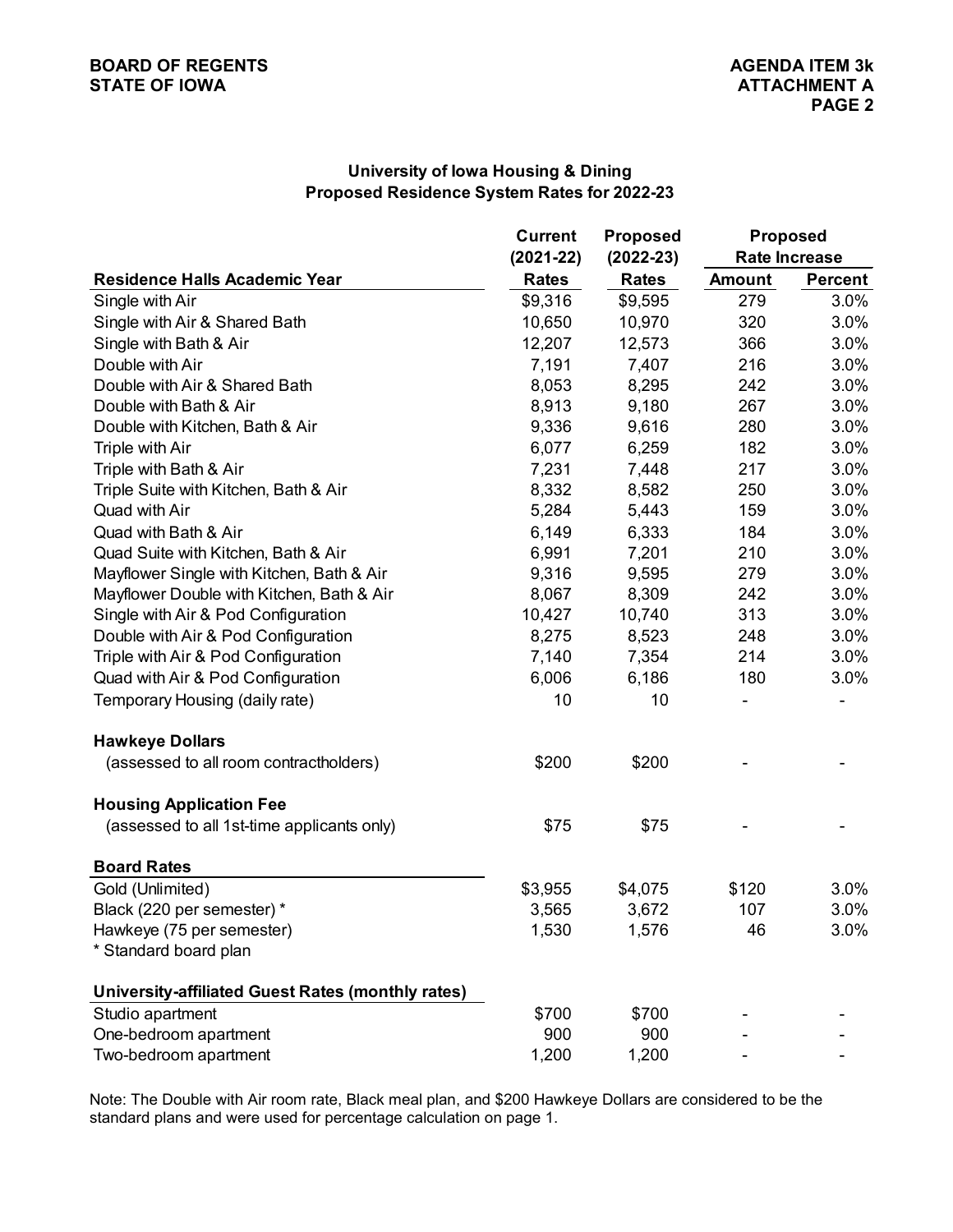# University of Iowa Housing & Dining
## Proposed Residence System Rates for 2022-23

| Residence Halls Academic Year | Current (2021-22) Rates | Proposed (2022-23) Rates | Proposed Rate Increase Amount | Proposed Rate Increase Percent |
|---|---|---|---|---|
| Single with Air | $9,316 | $9,595 | 279 | 3.0% |
| Single with Air & Shared Bath | 10,650 | 10,970 | 320 | 3.0% |
| Single with Bath & Air | 12,207 | 12,573 | 366 | 3.0% |
| Double with Air | 7,191 | 7,407 | 216 | 3.0% |
| Double with Air & Shared Bath | 8,053 | 8,295 | 242 | 3.0% |
| Double with Bath & Air | 8,913 | 9,180 | 267 | 3.0% |
| Double with Kitchen, Bath & Air | 9,336 | 9,616 | 280 | 3.0% |
| Triple with Air | 6,077 | 6,259 | 182 | 3.0% |
| Triple with Bath & Air | 7,231 | 7,448 | 217 | 3.0% |
| Triple Suite with Kitchen, Bath & Air | 8,332 | 8,582 | 250 | 3.0% |
| Quad with Air | 5,284 | 5,443 | 159 | 3.0% |
| Quad with Bath & Air | 6,149 | 6,333 | 184 | 3.0% |
| Quad Suite with Kitchen, Bath & Air | 6,991 | 7,201 | 210 | 3.0% |
| Mayflower Single with Kitchen, Bath & Air | 9,316 | 9,595 | 279 | 3.0% |
| Mayflower Double with Kitchen, Bath & Air | 8,067 | 8,309 | 242 | 3.0% |
| Single with Air & Pod Configuration | 10,427 | 10,740 | 313 | 3.0% |
| Double with Air & Pod Configuration | 8,275 | 8,523 | 248 | 3.0% |
| Triple with Air & Pod Configuration | 7,140 | 7,354 | 214 | 3.0% |
| Quad with Air & Pod Configuration | 6,006 | 6,186 | 180 | 3.0% |
| Temporary Housing (daily rate) | 10 | 10 | - | - |
| **Hawkeye Dollars** | | | | |
| (assessed to all room contractholders) | $200 | $200 | - | - |
| **Housing Application Fee** | | | | |
| (assessed to all 1st-time applicants only) | $75 | $75 | - | - |
| **Board Rates** | | | | |
| Gold (Unlimited) | $3,955 | $4,075 | $120 | 3.0% |
| Black (220 per semester) * | 3,565 | 3,672 | 107 | 3.0% |
| Hawkeye (75 per semester) | 1,530 | 1,576 | 46 | 3.0% |
| * Standard board plan | | | | |
| **University-affiliated Guest Rates (monthly rates)** | | | | |
| Studio apartment | $700 | $700 | - | - |
| One-bedroom apartment | 900 | 900 | - | - |
| Two-bedroom apartment | 1,200 | 1,200 | - | - |

Note: The Double with Air room rate, Black meal plan, and $200 Hawkeye Dollars are considered to be the standard plans and were used for percentage calculation on page 1.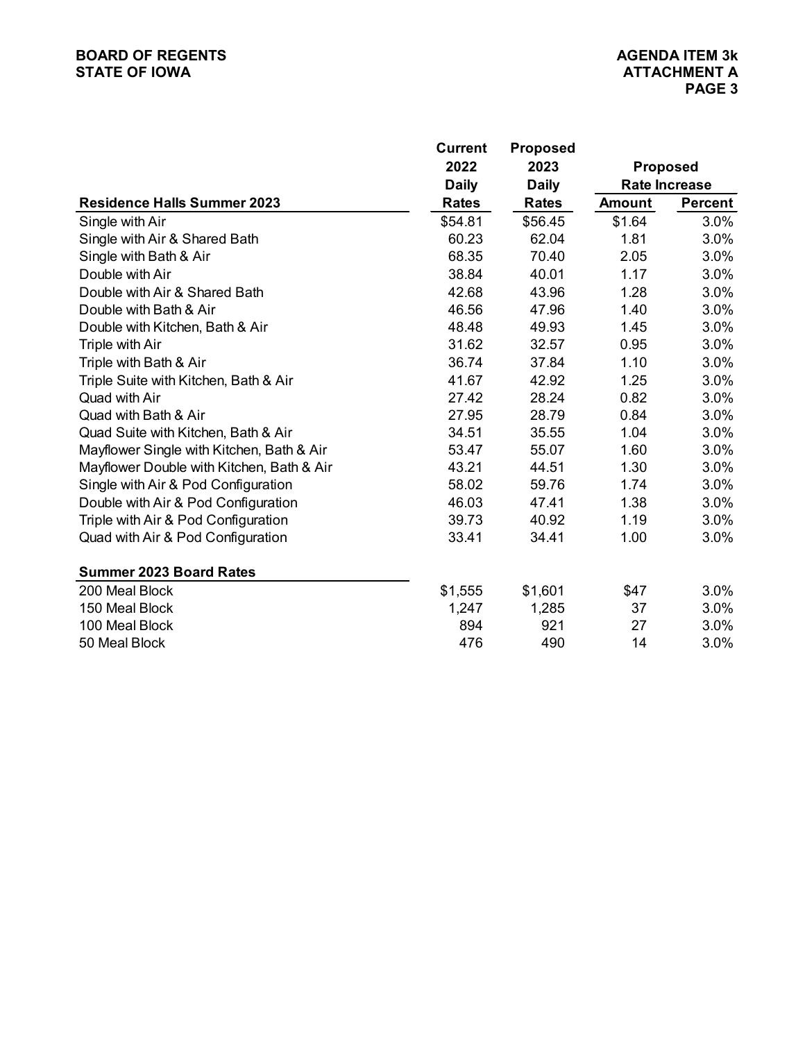| Residence Halls Summer 2023 | Current 2022 Daily Rates | Proposed 2023 Daily Rates | Proposed Rate Increase Amount | Proposed Rate Increase Percent |
|---|---|---|---|---|
| Single with Air | $54.81 | $56.45 | $1.64 | 3.0% |
| Single with Air & Shared Bath | 60.23 | 62.04 | 1.81 | 3.0% |
| Single with Bath & Air | 68.35 | 70.40 | 2.05 | 3.0% |
| Double with Air | 38.84 | 40.01 | 1.17 | 3.0% |
| Double with Air & Shared Bath | 42.68 | 43.96 | 1.28 | 3.0% |
| Double with Bath & Air | 46.56 | 47.96 | 1.40 | 3.0% |
| Double with Kitchen, Bath & Air | 48.48 | 49.93 | 1.45 | 3.0% |
| Triple with Air | 31.62 | 32.57 | 0.95 | 3.0% |
| Triple with Bath & Air | 36.74 | 37.84 | 1.10 | 3.0% |
| Triple Suite with Kitchen, Bath & Air | 41.67 | 42.92 | 1.25 | 3.0% |
| Quad with Air | 27.42 | 28.24 | 0.82 | 3.0% |
| Quad with Bath & Air | 27.95 | 28.79 | 0.84 | 3.0% |
| Quad Suite with Kitchen, Bath & Air | 34.51 | 35.55 | 1.04 | 3.0% |
| Mayflower Single with Kitchen, Bath & Air | 53.47 | 55.07 | 1.60 | 3.0% |
| Mayflower Double with Kitchen, Bath & Air | 43.21 | 44.51 | 1.30 | 3.0% |
| Single with Air & Pod Configuration | 58.02 | 59.76 | 1.74 | 3.0% |
| Double with Air & Pod Configuration | 46.03 | 47.41 | 1.38 | 3.0% |
| Triple with Air & Pod Configuration | 39.73 | 40.92 | 1.19 | 3.0% |
| Quad with Air & Pod Configuration | 33.41 | 34.41 | 1.00 | 3.0% |
| **Summer 2023 Board Rates** | | | | |
| 200 Meal Block | $1,555 | $1,601 | $47 | 3.0% |
| 150 Meal Block | 1,247 | 1,285 | 37 | 3.0% |
| 100 Meal Block | 894 | 921 | 27 | 3.0% |
| 50 Meal Block | 476 | 490 | 14 | 3.0% |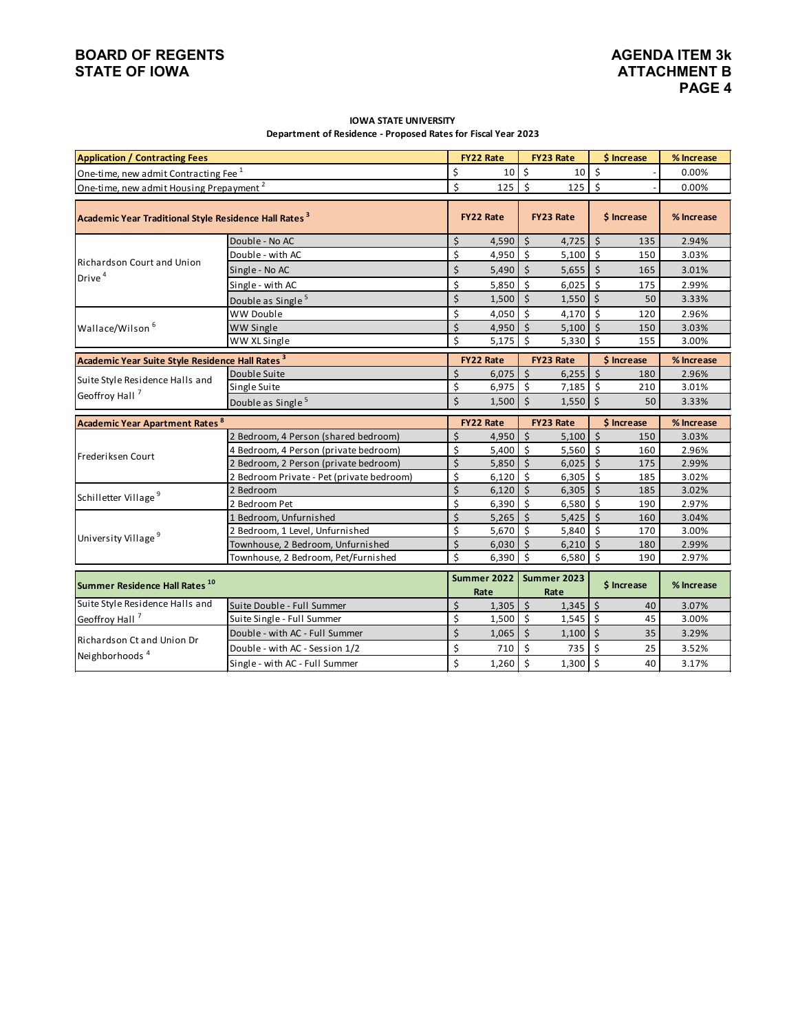BOARD OF REGENTS
STATE OF IOWA

AGENDA ITEM 3k
ATTACHMENT B

**IOWA STATE UNIVERSITY**
**Department of Residence - Proposed Rates for Fiscal Year 2023**

| Application / Contracting Fees | | FY22 Rate | FY23 Rate | $ Increase | % Increase |
|---|---|---|---|---|---|
| One-time, new admit Contracting Fee [1] | | $ 10 | $ 10 | $ - | 0.00% |
| One-time, new admit Housing Prepayment [2] | | $ 125 | $ 125 | $ - | 0.00% |
| **Academic Year Traditional Style Residence Hall Rates [3]** | | **FY22 Rate** | **FY23 Rate** | **$ Increase** | **% Increase** |
| Richardson Court and Union Drive [4] | Double - No AC | $ 4,590 | $ 4,725 | $ 135 | 2.94% |
| | Double - with AC | $ 4,950 | $ 5,100 | $ 150 | 3.03% |
| | Single - No AC | $ 5,490 | $ 5,655 | $ 165 | 3.01% |
| | Single - with AC | $ 5,850 | $ 6,025 | $ 175 | 2.99% |
| | Double as Single [5] | $ 1,500 | $ 1,550 | $ 50 | 3.33% |
| Wallace/Wilson [6] | WW Double | $ 4,050 | $ 4,170 | $ 120 | 2.96% |
| | WW Single | $ 4,950 | $ 5,100 | $ 150 | 3.03% |
| | WW XL Single | $ 5,175 | $ 5,330 | $ 155 | 3.00% |
| **Academic Year Suite Style Residence Hall Rates [3]** | | **FY22 Rate** | **FY23 Rate** | **$ Increase** | **% Increase** |
| Suite Style Residence Halls and Geoffroy Hall [7] | Double Suite | $ 6,075 | $ 6,255 | $ 180 | 2.96% |
| | Single Suite | $ 6,975 | $ 7,185 | $ 210 | 3.01% |
| | Double as Single [5] | $ 1,500 | $ 1,550 | $ 50 | 3.33% |
| **Academic Year Apartment Rates [8]** | | **FY22 Rate** | **FY23 Rate** | **$ Increase** | **% Increase** |
| Frederiksen Court | 2 Bedroom, 4 Person (shared bedroom) | $ 4,950 | $ 5,100 | $ 150 | 3.03% |
| | 4 Bedroom, 4 Person (private bedroom) | $ 5,400 | $ 5,560 | $ 160 | 2.96% |
| | 2 Bedroom, 2 Person (private bedroom) | $ 5,850 | $ 6,025 | $ 175 | 2.99% |
| | 2 Bedroom Private - Pet (private bedroom) | $ 6,120 | $ 6,305 | $ 185 | 3.02% |
| Schilletter Village [9] | 2 Bedroom | $ 6,120 | $ 6,305 | $ 185 | 3.02% |
| | 2 Bedroom Pet | $ 6,390 | $ 6,580 | $ 190 | 2.97% |
| University Village [9] | 1 Bedroom, Unfurnished | $ 5,265 | $ 5,425 | $ 160 | 3.04% |
| | 2 Bedroom, 1 Level, Unfurnished | $ 5,670 | $ 5,840 | $ 170 | 3.00% |
| | Townhouse, 2 Bedroom, Unfurnished | $ 6,030 | $ 6,210 | $ 180 | 2.99% |
| | Townhouse, 2 Bedroom, Pet/Furnished | $ 6,390 | $ 6,580 | $ 190 | 2.97% |
| **Summer Residence Hall Rates [10]** | | **Summer 2022 Rate** | **Summer 2023 Rate** | **$ Increase** | **% Increase** |
| Suite Style Residence Halls and Geoffroy Hall [7] | Suite Double - Full Summer | $ 1,305 | $ 1,345 | $ 40 | 3.07% |
| | Suite Single - Full Summer | $ 1,500 | $ 1,545 | $ 45 | 3.00% |
| Richardson Ct and Union Dr Neighborhoods [4] | Double - with AC - Full Summer | $ 1,065 | $ 1,100 | $ 35 | 3.29% |
| | Double - with AC - Session 1/2 | $ 710 | $ 735 | $ 25 | 3.52% |
| | Single - with AC - Full Summer | $ 1,260 | $ 1,300 | $ 40 | 3.17% |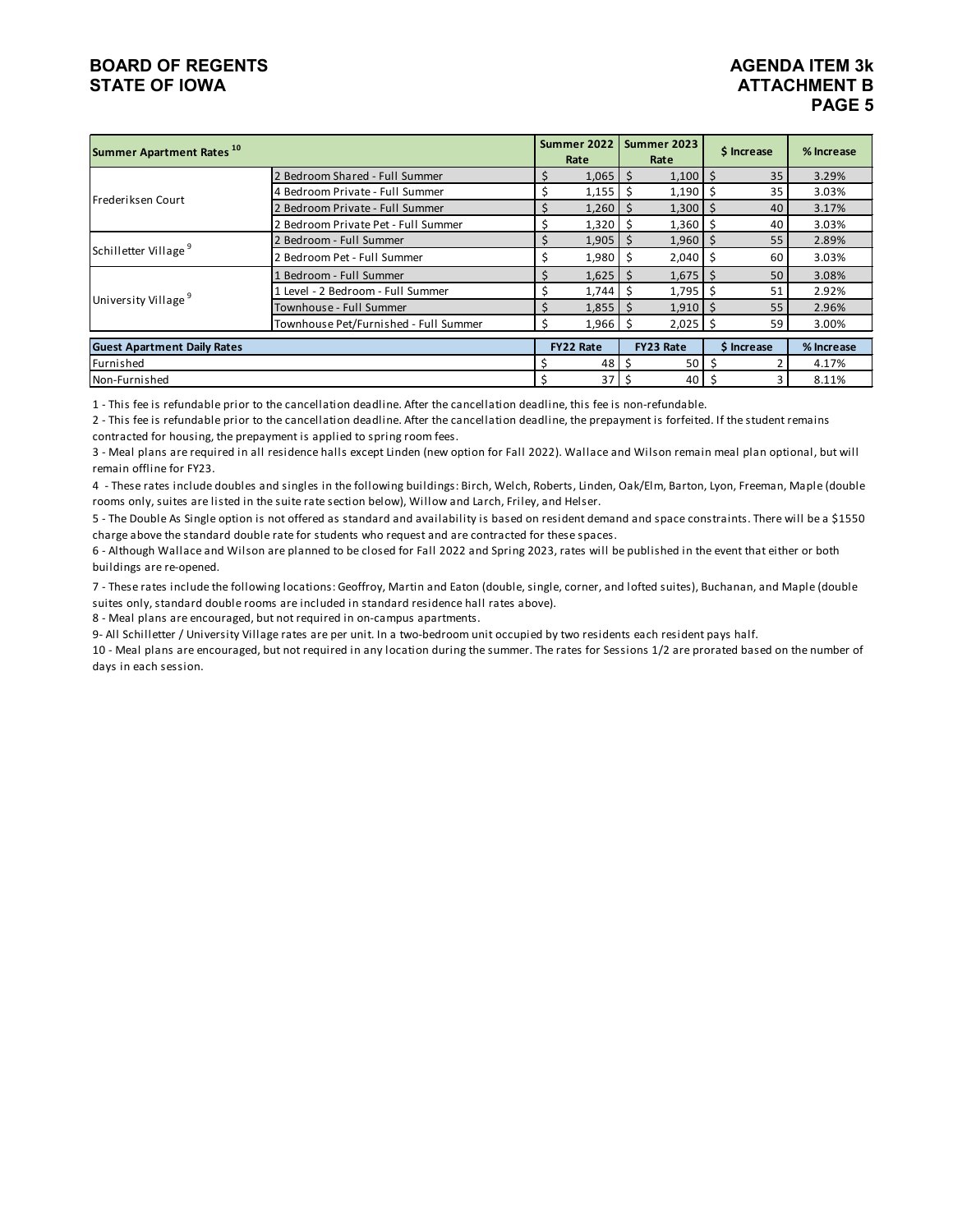| Summary Apartment Rates [10] | | Summer 2022 Rate | Summer 2023 Rate | $ Increase | % Increase |
|---|---|---|---|---|---|
| Frederiksen Court | 2 Bedroom Shared - Full Summer | $ 1,065 | $ 1,100 | $ 35 | 3.29% |
| | 4 Bedroom Private - Full Summer | $ 1,155 | $ 1,190 | $ 35 | 3.03% |
| | 2 Bedroom Private - Full Summer | $ 1,260 | $ 1,300 | $ 40 | 3.17% |
| | 2 Bedroom Private Pet - Full Summer | $ 1,320 | $ 1,360 | $ 40 | 3.03% |
| Schilletter Village [9] | 2 Bedroom - Full Summer | $ 1,905 | $ 1,960 | $ 55 | 2.89% |
| | 2 Bedroom Pet - Full Summer | $ 1,980 | $ 2,040 | $ 60 | 3.03% |
| University Village [9] | 1 Bedroom - Full Summer | $ 1,625 | $ 1,675 | $ 50 | 3.08% |
| | 1 Level - 2 Bedroom - Full Summer | $ 1,744 | $ 1,795 | $ 51 | 2.92% |
| | Townhouse - Full Summer | $ 1,855 | $ 1,910 | $ 55 | 2.96% |
| | Townhouse Pet/Furnished - Full Summer | $ 1,966 | $ 2,025 | $ 59 | 3.00% |

| Guest Apartment Daily Rates | FY22 Rate | FY23 Rate | $ Increase | % Increase |
|---|---|---|---|---|
| Furnished | $ 48 | $ 50 | $ 2 | 4.17% |
| Non-Furnished | $ 37 | $ 40 | $ 3 | 8.11% |

1 - This fee is refundable prior to the cancellation deadline. After the cancellation deadline, this fee is non-refundable.

2 - This fee is refundable prior to the cancellation deadline. After the cancellation deadline, the prepayment is forfeited. If the student remains contracted for housing, the prepayment is applied to spring room fees.

3 - Meal plans are required in all residence halls except Linden (new option for Fall 2022). Wallace and Wilson remain meal plan optional, but will remain offline for FY23.

4 - These rates include doubles and singles in the following buildings: Birch, Welch, Roberts, Linden, Oak/Elm, Barton, Lyon, Freeman, Maple (double rooms only, suites are listed in the suite rate section below), Willow and Larch, Friley, and Helser.

5 - The Double As Single option is not offered as standard and availability is based on resident demand and space constraints. There will be a $1550 charge above the standard double rate for students who request and are contracted for these spaces.

6 - Although Wallace and Wilson are planned to be closed for Fall 2022 and Spring 2023, rates will be published in the event that either or both buildings are re-opened.

7 - These rates include the following locations: Geoffroy, Martin and Eaton (double, single, corner, and lofted suites), Buchanan, and Maple (double suites only, standard double rooms are included in standard residence hall rates above).

8 - Meal plans are encouraged, but not required in on-campus apartments.

9- All Schilletter / University Village rates are per unit. In a two-bedroom unit occupied by two residents each resident pays half.

10 - Meal plans are encouraged, but not required in any location during the summer. The rates for Sessions 1/2 are prorated based on the number of days in each session.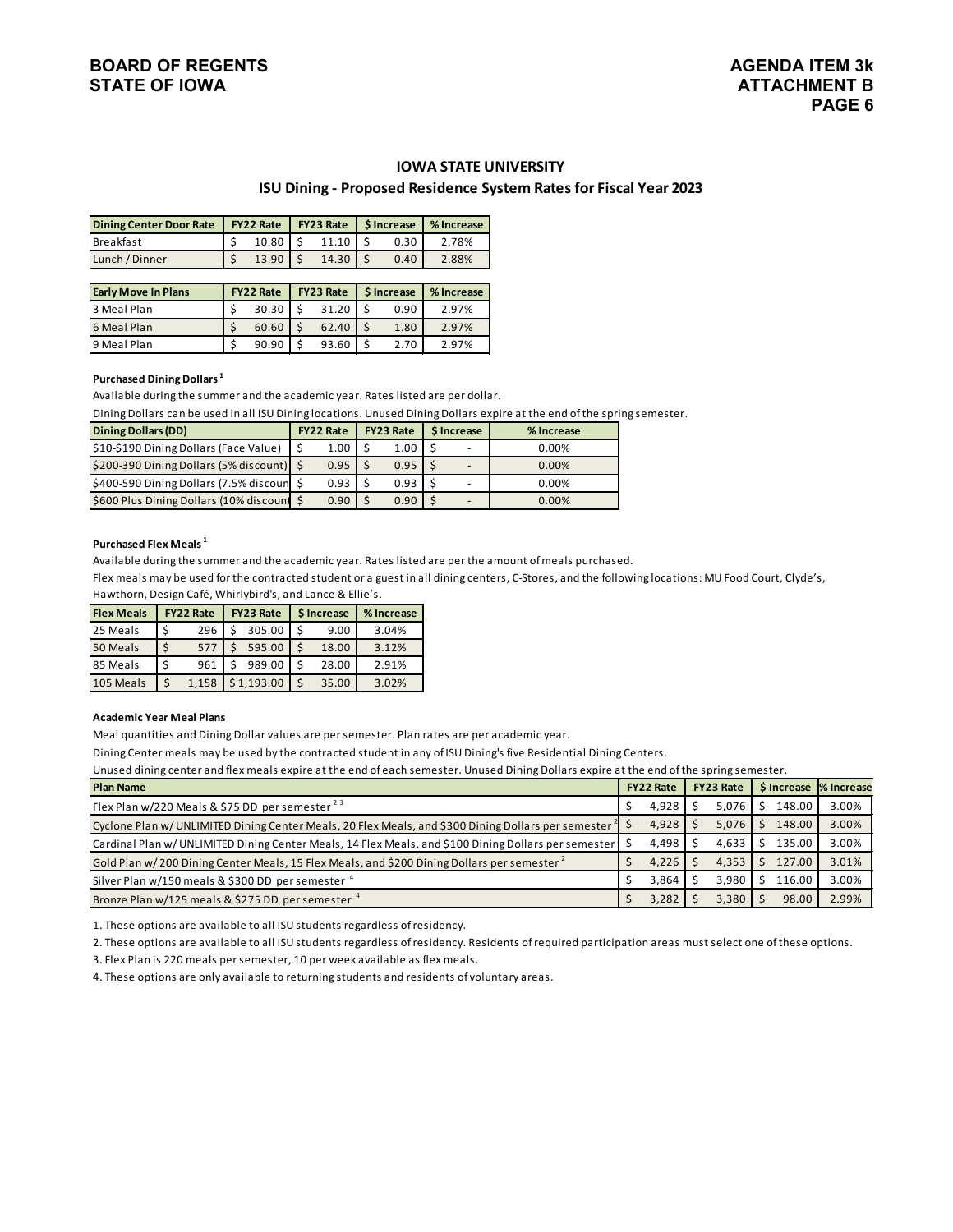BOARD OF REGENTS
STATE OF IOWA

AGENDA ITEM 3k
ATTACHMENT B
PAGE 6

## IOWA STATE UNIVERSITY

### ISU Dining - Proposed Residence System Rates for Fiscal Year 2023

| Dining Center Door Rate | FY22 Rate | FY23 Rate | $ Increase | % Increase |
|---|---|---|---|---|
| Breakfast | $ 10.80 | $ 11.10 | $ 0.30 | 2.78% |
| Lunch / Dinner | $ 13.90 | $ 14.30 | $ 0.40 | 2.88% |

| Early Move In Plans | FY22 Rate | FY23 Rate | $ Increase | % Increase |
|---|---|---|---|---|
| 3 Meal Plan | $ 30.30 | $ 31.20 | $ 0.90 | 2.97% |
| 6 Meal Plan | $ 60.60 | $ 62.40 | $ 1.80 | 2.97% |
| 9 Meal Plan | $ 90.90 | $ 93.60 | $ 2.70 | 2.97% |

**Purchased Dining Dollars [1]**

Available during the summer and the academic year. Rates listed are per dollar.

Dining Dollars can be used in all ISU Dining locations. Unused Dining Dollars expire at the end of the spring semester.

| Dining Dollars (DD) | FY22 Rate | FY23 Rate | $ Increase | % Increase |
|---|---|---|---|---|
| $10-$190 Dining Dollars (Face Value) | $ 1.00 | $ 1.00 | $ - | 0.00% |
| $200-390 Dining Dollars (5% discount) | $ 0.95 | $ 0.95 | $ - | 0.00% |
| $400-590 Dining Dollars (7.5% discoun | $ 0.93 | $ 0.93 | $ - | 0.00% |
| $600 Plus Dining Dollars (10% discount | $ 0.90 | $ 0.90 | $ - | 0.00% |

**Purchased Flex Meals [1]**

Available during the summer and the academic year. Rates listed are per the amount of meals purchased.

Flex meals may be used for the contracted student or a guest in all dining centers, C-Stores, and the following locations: MU Food Court, Clyde's, Hawthorn, Design Café, Whirlybird's, and Lance & Ellie's.

| Flex Meals | FY22 Rate | FY23 Rate | $ Increase | % Increase |
|---|---|---|---|---|
| 25 Meals | $ 296 | $ 305.00 | $ 9.00 | 3.04% |
| 50 Meals | $ 577 | $ 595.00 | $ 18.00 | 3.12% |
| 85 Meals | $ 961 | $ 989.00 | $ 28.00 | 2.91% |
| 105 Meals | $ 1,158 | $ 1,193.00 | $ 35.00 | 3.02% |

**Academic Year Meal Plans**

Meal quantities and Dining Dollar values are per semester. Plan rates are per academic year.

Dining Center meals may be used by the contracted student in any of ISU Dining's five Residential Dining Centers.

Unused dining center and flex meals expire at the end of each semester. Unused Dining Dollars expire at the end of the spring semester.

| Plan Name | FY22 Rate | FY23 Rate | $ Increase | % Increase |
|---|---|---|---|---|
| Flex Plan w/220 Meals & $75 DD per semester [2 3] | $ 4,928 | $ 5,076 | $ 148.00 | 3.00% |
| Cyclone Plan w/ UNLIMITED Dining Center Meals, 20 Flex Meals, and $300 Dining Dollars per semester [2] | $ 4,928 | $ 5,076 | $ 148.00 | 3.00% |
| Cardinal Plan w/ UNLIMITED Dining Center Meals, 14 Flex Meals, and $100 Dining Dollars per semester | $ 4,498 | $ 4,633 | $ 135.00 | 3.00% |
| Gold Plan w/ 200 Dining Center Meals, 15 Flex Meals, and $200 Dining Dollars per semester [2] | $ 4,226 | $ 4,353 | $ 127.00 | 3.01% |
| Silver Plan w/150 meals & $300 DD per semester [4] | $ 3,864 | $ 3,980 | $ 116.00 | 3.00% |
| Bronze Plan w/125 meals & $275 DD per semester [4] | $ 3,282 | $ 3,380 | $ 98.00 | 2.99% |

1. These options are available to all ISU students regardless of residency.
2. These options are available to all ISU students regardless of residency. Residents of required participation areas must select one of these options.
3. Flex Plan is 220 meals per semester, 10 per week available as flex meals.
4. These options are only available to returning students and residents of voluntary areas.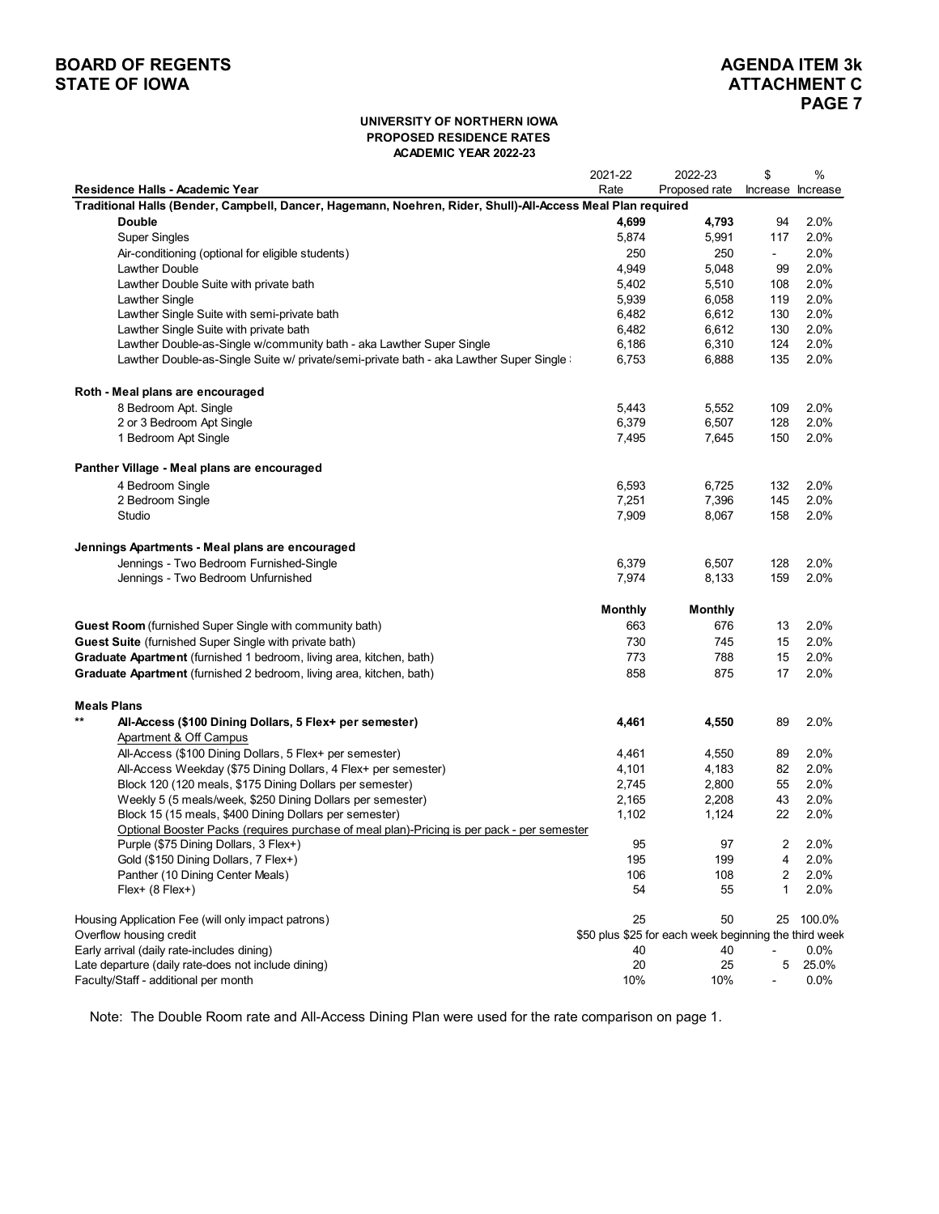**BOARD OF REGENTS**
**STATE OF IOWA**

**AGENDA ITEM 3k**
**ATTACHMENT C**
**PAGE 7**

**UNIVERSITY OF NORTHERN IOWA**
**PROPOSED RESIDENCE RATES**
**ACADEMIC YEAR 2022-23**

| Residence Halls - Academic Year | 2021-22 Rate | 2022-23 Proposed rate | $ Increase | % Increase |
|---|---|---|---|---|
| **Traditional Halls (Bender, Campbell, Dancer, Hagemann, Noehren, Rider, Shull)-All-Access Meal Plan required** | | | | |
| **Double** | **4,699** | **4,793** | 94 | 2.0% |
| Super Singles | 5,874 | 5,991 | 117 | 2.0% |
| Air-conditioning (optional for eligible students) | 250 | 250 | - | 2.0% |
| Lawther Double | 4,949 | 5,048 | 99 | 2.0% |
| Lawther Double Suite with private bath | 5,402 | 5,510 | 108 | 2.0% |
| Lawther Single | 5,939 | 6,058 | 119 | 2.0% |
| Lawther Single Suite with semi-private bath | 6,482 | 6,612 | 130 | 2.0% |
| Lawther Single Suite with private bath | 6,482 | 6,612 | 130 | 2.0% |
| Lawther Double-as-Single w/community bath - aka Lawther Super Single | 6,186 | 6,310 | 124 | 2.0% |
| Lawther Double-as-Single Suite w/ private/semi-private bath - aka Lawther Super Single | 6,753 | 6,888 | 135 | 2.0% |
| | | | | |
| **Roth - Meal plans are encouraged** | | | | |
| 8 Bedroom Apt. Single | 5,443 | 5,552 | 109 | 2.0% |
| 2 or 3 Bedroom Apt Single | 6,379 | 6,507 | 128 | 2.0% |
| 1 Bedroom Apt Single | 7,495 | 7,645 | 150 | 2.0% |
| | | | | |
| **Panther Village - Meal plans are encouraged** | | | | |
| 4 Bedroom Single | 6,593 | 6,725 | 132 | 2.0% |
| 2 Bedroom Single | 7,251 | 7,396 | 145 | 2.0% |
| Studio | 7,909 | 8,067 | 158 | 2.0% |
| | | | | |
| **Jennings Apartments - Meal plans are encouraged** | | | | |
| Jennings - Two Bedroom Furnished-Single | 6,379 | 6,507 | 128 | 2.0% |
| Jennings - Two Bedroom Unfurnished | 7,974 | 8,133 | 159 | 2.0% |
| | | | | |
| | **Monthly** | **Monthly** | | |
| **Guest Room** (furnished Super Single with community bath) | 663 | 676 | 13 | 2.0% |
| **Guest Suite** (furnished Super Single with private bath) | 730 | 745 | 15 | 2.0% |
| **Graduate Apartment** (furnished 1 bedroom, living area, kitchen, bath) | 773 | 788 | 15 | 2.0% |
| **Graduate Apartment** (furnished 2 bedroom, living area, kitchen, bath) | 858 | 875 | 17 | 2.0% |
| | | | | |
| **Meals Plans** | | | | |
| ** **All-Access ($100 Dining Dollars, 5 Flex+ per semester)** | **4,461** | **4,550** | 89 | 2.0% |
| Apartment & Off Campus | | | | |
| All-Access ($100 Dining Dollars, 5 Flex+ per semester) | 4,461 | 4,550 | 89 | 2.0% |
| All-Access Weekday ($75 Dining Dollars, 4 Flex+ per semester) | 4,101 | 4,183 | 82 | 2.0% |
| Block 120 (120 meals, $175 Dining Dollars per semester) | 2,745 | 2,800 | 55 | 2.0% |
| Weekly 5 (5 meals/week, $250 Dining Dollars per semester) | 2,165 | 2,208 | 43 | 2.0% |
| Block 15 (15 meals, $400 Dining Dollars per semester) | 1,102 | 1,124 | 22 | 2.0% |
| Optional Booster Packs (requires purchase of meal plan)-Pricing is per pack - per semester | | | | |
| Purple ($75 Dining Dollars, 3 Flex+) | 95 | 97 | 2 | 2.0% |
| Gold ($150 Dining Dollars, 7 Flex+) | 195 | 199 | 4 | 2.0% |
| Panther (10 Dining Center Meals) | 106 | 108 | 2 | 2.0% |
| Flex+ (8 Flex+) | 54 | 55 | 1 | 2.0% |
| | | | | |
| Housing Application Fee (will only impact patrons) | 25 | 50 | 25 | 100.0% |
| Overflow housing credit | $50 plus $25 for each week beginning the third week | | | |
| Early arrival (daily rate-includes dining) | 40 | 40 | - | 0.0% |
| Late departure (daily rate-does not include dining) | 20 | 25 | 5 | 25.0% |
| Faculty/Staff - additional per month | 10% | 10% | - | 0.0% |

Note: The Double Room rate and All-Access Dining Plan were used for the rate comparison on page 1.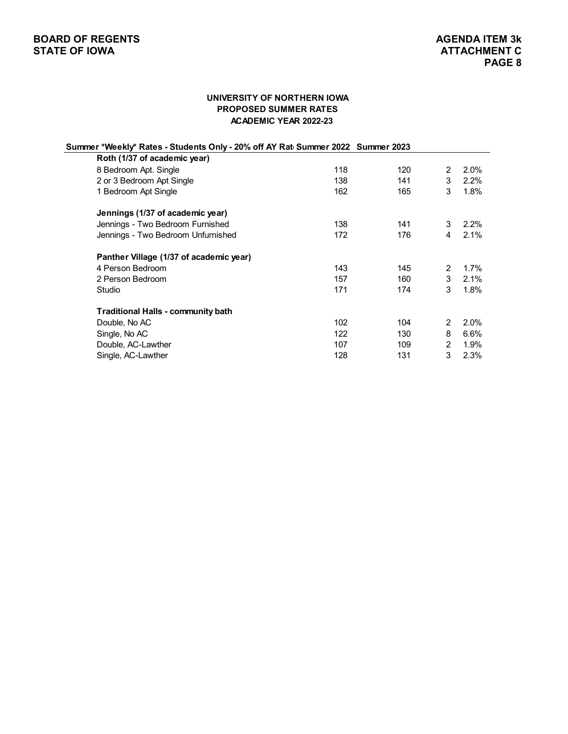UNIVERSITY OF NORTHERN IOWA
PROPOSED SUMMER RATES
ACADEMIC YEAR 2022-23

| Summer *Weekly* Rates - Students Only - 20% off AY Rat | Summer 2022 | Summer 2023 | | |
|---|---|---|---|---|
| **Roth (1/37 of academic year)** | | | | |
| 8 Bedroom Apt. Single | 118 | 120 | 2 | 2.0% |
| 2 or 3 Bedroom Apt Single | 138 | 141 | 3 | 2.2% |
| 1 Bedroom Apt Single | 162 | 165 | 3 | 1.8% |
| **Jennings (1/37 of academic year)** | | | | |
| Jennings - Two Bedroom Furnished | 138 | 141 | 3 | 2.2% |
| Jennings - Two Bedroom Unfurnished | 172 | 176 | 4 | 2.1% |
| **Panther Village (1/37 of academic year)** | | | | |
| 4 Person Bedroom | 143 | 145 | 2 | 1.7% |
| 2 Person Bedroom | 157 | 160 | 3 | 2.1% |
| Studio | 171 | 174 | 3 | 1.8% |
| **Traditional Halls - community bath** | | | | |
| Double, No AC | 102 | 104 | 2 | 2.0% |
| Single, No AC | 122 | 130 | 8 | 6.6% |
| Double, AC-Lawther | 107 | 109 | 2 | 1.9% |
| Single, AC-Lawther | 128 | 131 | 3 | 2.3% |